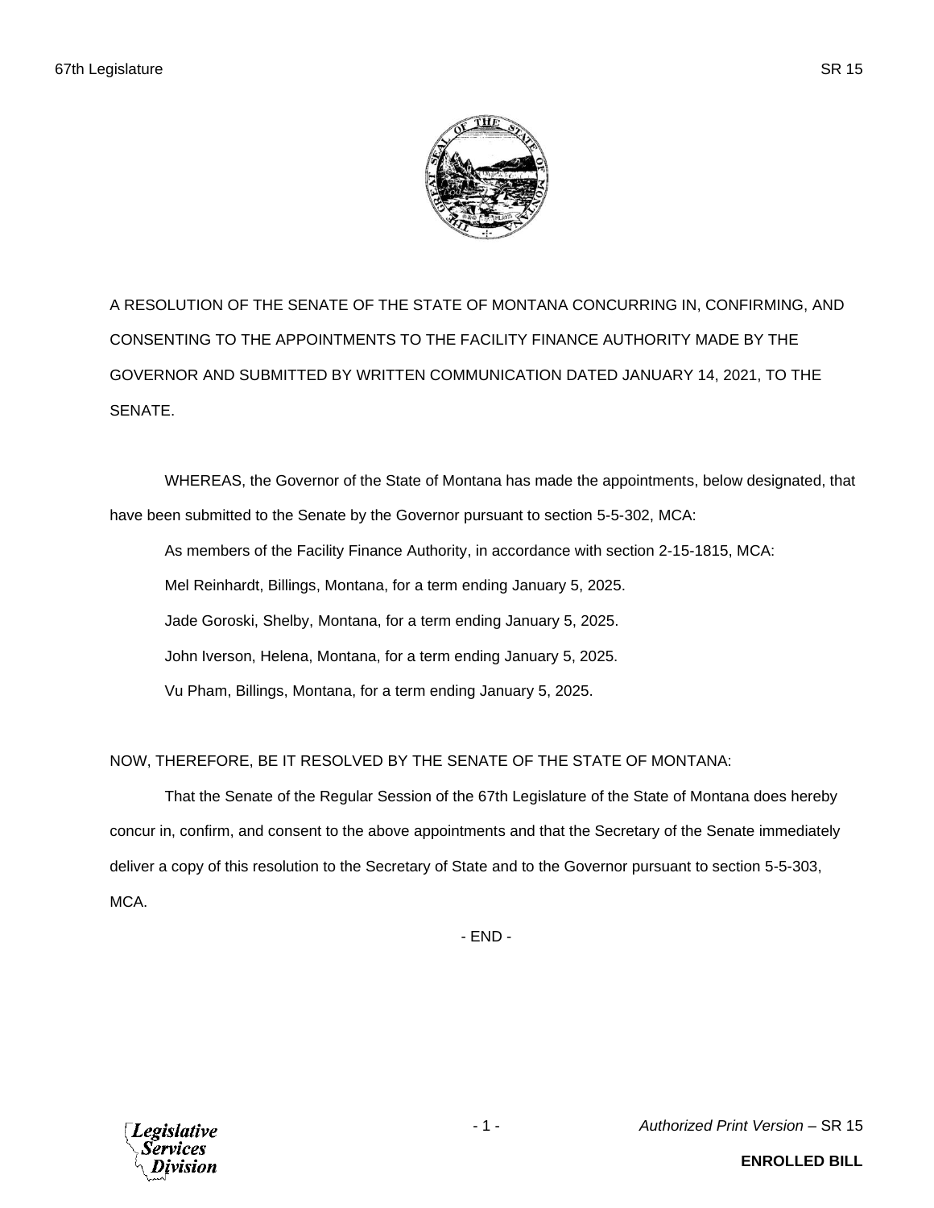A RESOLUTION OF THE SENATE OF THE STATE OF MONTANA CONCURRING IN, CONFIRMING, AND CONSENTING TO THE APPOINTMENTS TO THE FACILITY FINANCE AUTHORITY MADE BY THE GOVERNOR AND SUBMITTED BY WRITTEN COMMUNICATION DATED JANUARY 14, 2021, TO THE SENATE.

WHEREAS, the Governor of the State of Montana has made the appointments, below designated, that have been submitted to the Senate by the Governor pursuant to section 5-5-302, MCA:

As members of the Facility Finance Authority, in accordance with section 2-15-1815, MCA:

Mel Reinhardt, Billings, Montana, for a term ending January 5, 2025.

Jade Goroski, Shelby, Montana, for a term ending January 5, 2025.

John Iverson, Helena, Montana, for a term ending January 5, 2025.

Vu Pham, Billings, Montana, for a term ending January 5, 2025.

NOW, THEREFORE, BE IT RESOLVED BY THE SENATE OF THE STATE OF MONTANA:

That the Senate of the Regular Session of the 67th Legislature of the State of Montana does hereby concur in, confirm, and consent to the above appointments and that the Secretary of the Senate immediately deliver a copy of this resolution to the Secretary of State and to the Governor pursuant to section 5-5-303, MCA.

- END -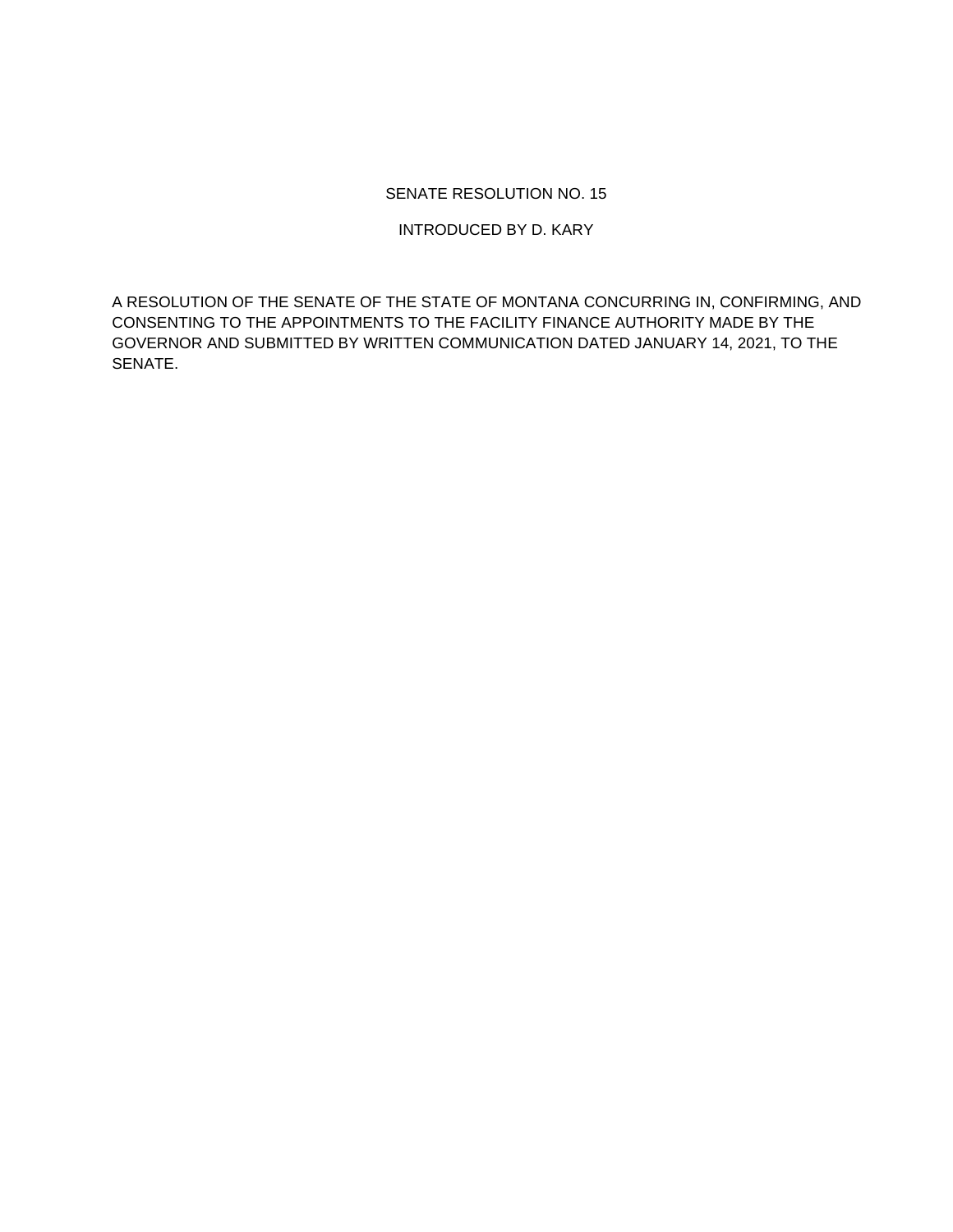SENATE RESOLUTION NO. 15

INTRODUCED BY D. KARY

A RESOLUTION OF THE SENATE OF THE STATE OF MONTANA CONCURRING IN, CONFIRMING, AND CONSENTING TO THE APPOINTMENTS TO THE FACILITY FINANCE AUTHORITY MADE BY THE GOVERNOR AND SUBMITTED BY WRITTEN COMMUNICATION DATED JANUARY 14, 2021, TO THE SENATE.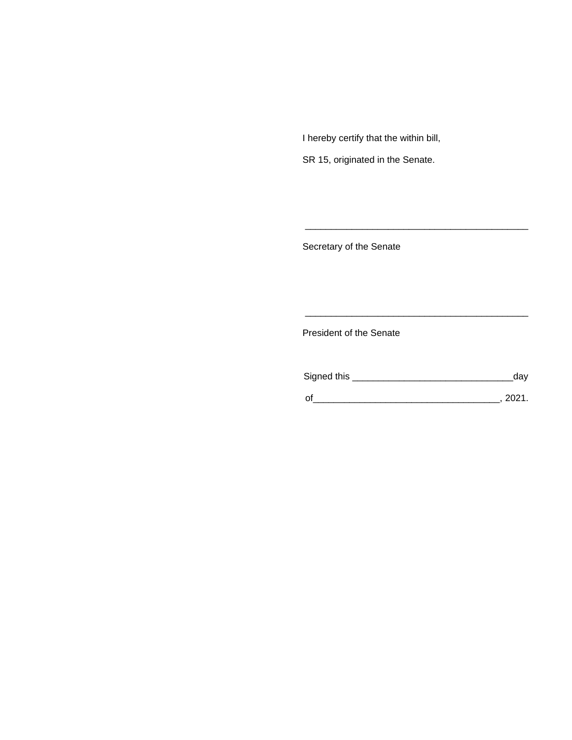I hereby certify that the within bill,

SR 15, originated in the Senate.

____________________________________________

Secretary of the Senate

____________________________________________

President of the Senate

Signed this ______________________________day

of___________________________________, 2021.